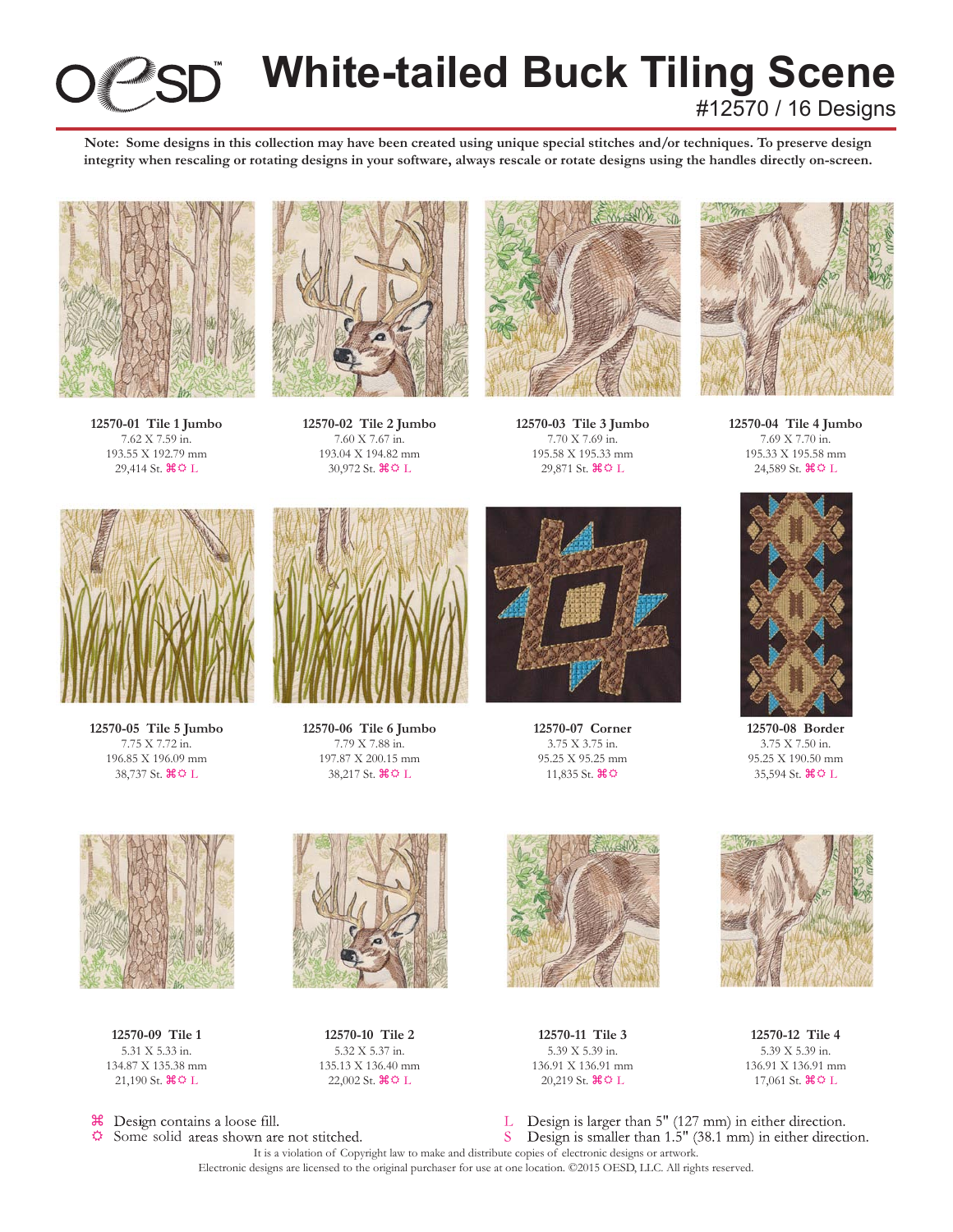# White-tailed Buck Tiling Scene

#12570 / 16 Designs

**Note: Some designs in this collection may have been created using unique special stitches and/or techniques. To preserve design integrity when rescaling or rotating designs in your software, always rescale or rotate designs using the handles directly on-screen.**

**12570-01 Tile 1 Jumbo**
7.62 X 7.59 in.
193.55 X 192.79 mm
29,414 St. ⌘✿ L

**12570-02 Tile 2 Jumbo**
7.60 X 7.67 in.
193.04 X 194.82 mm
30,972 St. ⌘✿ L

**12570-03 Tile 3 Jumbo**
7.70 X 7.69 in.
195.58 X 195.33 mm
29,871 St. ⌘✿ L

**12570-04 Tile 4 Jumbo**
7.69 X 7.70 in.
195.33 X 195.58 mm
24,589 St. ⌘✿ L

**12570-05 Tile 5 Jumbo**
7.75 X 7.72 in.
196.85 X 196.09 mm
38,737 St. ⌘✿ L

**12570-06 Tile 6 Jumbo**
7.79 X 7.88 in.
197.87 X 200.15 mm
38,217 St. ⌘✿ L

**12570-07 Corner**
3.75 X 3.75 in.
95.25 X 95.25 mm
11,835 St. ⌘✿

**12570-08 Border**
3.75 X 7.50 in.
95.25 X 190.50 mm
35,594 St. ⌘✿ L

**12570-09 Tile 1**
5.31 X 5.33 in.
134.87 X 135.38 mm
21,190 St. ⌘✿ L

**12570-10 Tile 2**
5.32 X 5.37 in.
135.13 X 136.40 mm
22,002 St. ⌘✿ L

**12570-11 Tile 3**
5.39 X 5.39 in.
136.91 X 136.91 mm
20,219 St. ⌘✿ L

**12570-12 Tile 4**
5.39 X 5.39 in.
136.91 X 136.91 mm
17,061 St. ⌘✿ L

⌘ Design contains a loose fill.
✿ Some solid areas shown are not stitched.
L Design is larger than 5" (127 mm) in either direction.
S Design is smaller than 1.5" (38.1 mm) in either direction.

It is a violation of Copyright law to make and distribute copies of electronic designs or artwork.
Electronic designs are licensed to the original purchaser for use at one location. ©2015 OESD, LLC. All rights reserved.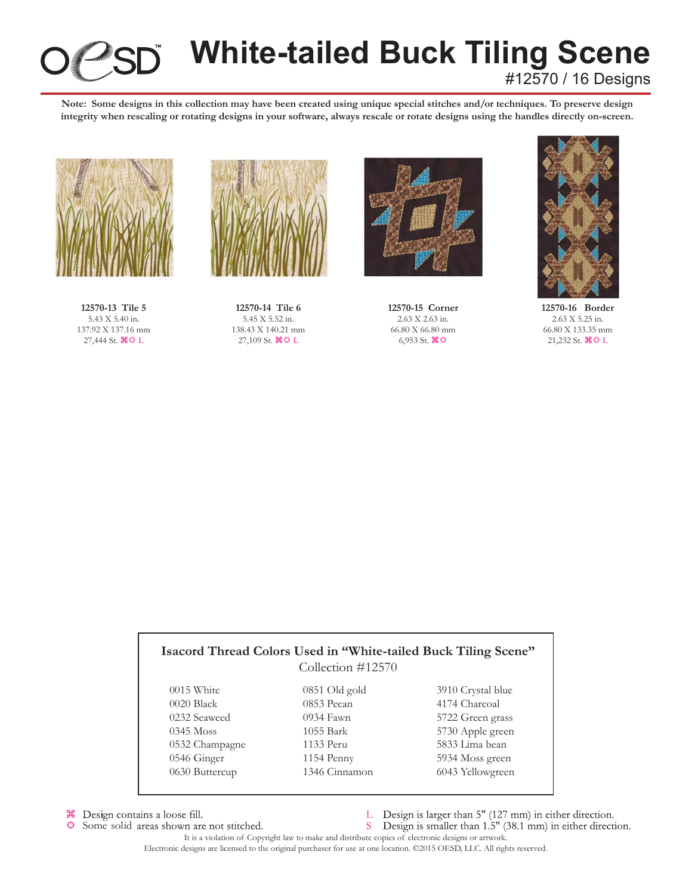# White-tailed Buck Tiling Scene

#12570 / 16 Designs

**Note: Some designs in this collection may have been created using unique special stitches and/or techniques. To preserve design integrity when rescaling or rotating designs in your software, always rescale or rotate designs using the handles directly on-screen.**

**12570-13 Tile 5**
5.43 X 5.40 in.
137.92 X 137.16 mm
27,444 St. ⌘ ✲ L

**12570-14 Tile 6**
5.45 X 5.52 in.
138.43 X 140.21 mm
27,109 St. ⌘ ✲ L

**12570-15 Corner**
2.63 X 2.63 in.
66.80 X 66.80 mm
6,953 St. ⌘ ✲

**12570-16 Border**
2.63 X 5.25 in.
66.80 X 133.35 mm
21,232 St. ⌘ ✲ L

## Isacord Thread Colors Used in "White-tailed Buck Tiling Scene"

Collection #12570

| | | |
|---|---|---|
| 0015 White | 0851 Old gold | 3910 Crystal blue |
| 0020 Black | 0853 Pecan | 4174 Charcoal |
| 0232 Seaweed | 0934 Fawn | 5722 Green grass |
| 0345 Moss | 1055 Bark | 5730 Apple green |
| 0532 Champagne | 1133 Peru | 5833 Lima bean |
| 0546 Ginger | 1154 Penny | 5934 Moss green |
| 0630 Buttercup | 1346 Cinnamon | 6043 Yellowgreen |

⌘ Design contains a loose fill.
✲ Some solid areas shown are not stitched.
L Design is larger than 5" (127 mm) in either direction.
S Design is smaller than 1.5" (38.1 mm) in either direction.

It is a violation of Copyright law to make and distribute copies of electronic designs or artwork.
Electronic designs are licensed to the original purchaser for use at one location. ©2015 OESD, LLC. All rights reserved.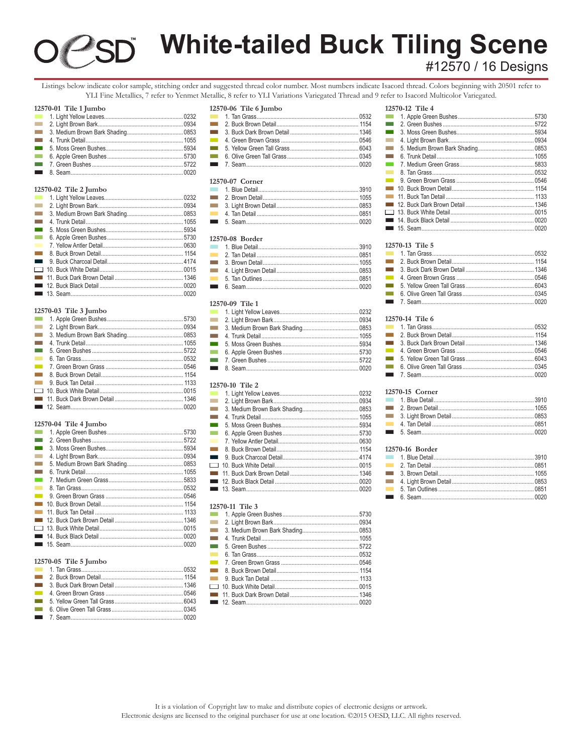# White-tailed Buck Tiling Scene

## #12570 / 16 Designs

Listings below indicate color sample, stitching order and suggested thread color number. Most numbers indicate Isacord thread. Colors beginning with 20501 refer to YLI Fine Metallics, 7 refer to Yenmet Metallic, 8 refer to YLI Variations Variegated Thread and 9 refer to Isacord Multicolor Variegated.

### 12570-01 Tile 1 Jumbo

1. Light Yellow Leaves.......0232
2. Light Brown Bark.......0934
3. Medium Brown Bark Shading.......0853
4. Trunk Detail.......1055
5. Moss Green Bushes.......5934
6. Apple Green Bushes.......5730
7. Green Bushes.......5722
8. Seam.......0020

### 12570-02 Tile 2 Jumbo

1. Light Yellow Leaves.......0232
2. Light Brown Bark.......0934
3. Medium Brown Bark Shading.......0853
4. Trunk Detail.......1055
5. Moss Green Bushes.......5934
6. Apple Green Bushes.......5730
7. Yellow Antler Detail.......0630
8. Buck Brown Detail.......1154
9. Buck Charcoal Detail.......4174
10. Buck White Detail.......0015
11. Buck Dark Brown Detail.......1346
12. Buck Black Detail.......0020
13. Seam.......0020

### 12570-03 Tile 3 Jumbo

1. Apple Green Bushes.......5730
2. Light Brown Bark.......0934
3. Medium Brown Bark Shading.......0853
4. Trunk Detail.......1055
5. Green Bushes.......5722
6. Tan Grass.......0532
7. Green Brown Grass.......0546
8. Buck Brown Detail.......1154
9. Buck Tan Detail.......1133
10. Buck White Detail.......0015
11. Buck Dark Brown Detail.......1346
12. Seam.......0020

### 12570-04 Tile 4 Jumbo

1. Apple Green Bushes.......5730
2. Green Bushes.......5722
3. Moss Green Bushes.......5934
4. Light Brown Bark.......0934
5. Medium Brown Bark Shading.......0853
6. Trunk Detail.......1055
7. Medium Green Grass.......5833
8. Tan Grass.......0532
9. Green Brown Grass.......0546
10. Buck Brown Detail.......1154
11. Buck Tan Detail.......1133
12. Buck Dark Brown Detail.......1346
13. Buck White Detail.......0015
14. Buck Black Detail.......0020
15. Seam.......0020

### 12570-05 Tile 5 Jumbo

1. Tan Grass.......0532
2. Buck Brown Detail.......1154
3. Buck Dark Brown Detail.......1346
4. Green Brown Grass.......0546
5. Yellow Green Tall Grass.......6043
6. Olive Green Tall Grass.......0345
7. Seam.......0020

### 12570-06 Tile 6 Jumbo

1. Tan Grass.......0532
2. Buck Brown Detail.......1154
3. Buck Dark Brown Detail.......1346
4. Green Brown Grass.......0546
5. Yellow Green Tall Grass.......6043
6. Olive Green Tall Grass.......0345
7. Seam.......0020

### 12570-07 Corner

1. Blue Detail.......3910
2. Brown Detail.......1055
3. Light Brown Detail.......0853
4. Tan Detail.......0851
5. Seam.......0020

### 12570-08 Border

1. Blue Detail.......3910
2. Tan Detail.......0851
3. Brown Detail.......1055
4. Light Brown Detail.......0853
5. Tan Outlines.......0851
6. Seam.......0020

### 12570-09 Tile 1

1. Light Yellow Leaves.......0232
2. Light Brown Bark.......0934
3. Medium Brown Bark Shading.......0853
4. Trunk Detail.......1055
5. Moss Green Bushes.......5934
6. Apple Green Bushes.......5730
7. Green Bushes.......5722
8. Seam.......0020

### 12570-10 Tile 2

1. Light Yellow Leaves.......0232
2. Light Brown Bark.......0934
3. Medium Brown Bark Shading.......0853
4. Trunk Detail.......1055
5. Moss Green Bushes.......5934
6. Apple Green Bushes.......5730
7. Yellow Antler Detail.......0630
8. Buck Brown Detail.......1154
9. Buck Charcoal Detail.......4174
10. Buck White Detail.......0015
11. Buck Dark Brown Detail.......1346
12. Buck Black Detail.......0020
13. Seam.......0020

### 12570-11 Tile 3

1. Apple Green Bushes.......5730
2. Light Brown Bark.......0934
3. Medium Brown Bark Shading.......0853
4. Trunk Detail.......1055
5. Green Bushes.......5722
6. Tan Grass.......0532
7. Green Brown Grass.......0546
8. Buck Brown Detail.......1154
9. Buck Tan Detail.......1133
10. Buck White Detail.......0015
11. Buck Dark Brown Detail.......1346
12. Seam.......0020

### 12570-12 Tile 4

1. Apple Green Bushes.......5730
2. Green Bushes.......5722
3. Moss Green Bushes.......5934
4. Light Brown Bark.......0934
5. Medium Brown Bark Shading.......0853
6. Trunk Detail.......1055
7. Medium Green Grass.......5833
8. Tan Grass.......0532
9. Green Brown Grass.......0546
10. Buck Brown Detail.......1154
11. Buck Tan Detail.......1133
12. Buck Dark Brown Detail.......1346
13. Buck White Detail.......0015
14. Buck Black Detail.......0020
15. Seam.......0020

### 12570-13 Tile 5

1. Tan Grass.......0532
2. Buck Brown Detail.......1154
3. Buck Dark Brown Detail.......1346
4. Green Brown Grass.......0546
5. Yellow Green Tall Grass.......6043
6. Olive Green Tall Grass.......0345
7. Seam.......0020

### 12570-14 Tile 6

1. Tan Grass.......0532
2. Buck Brown Detail.......1154
3. Buck Dark Brown Detail.......1346
4. Green Brown Grass.......0546
5. Yellow Green Tall Grass.......6043
6. Olive Green Tall Grass.......0345
7. Seam.......0020

### 12570-15 Corner

1. Blue Detail.......3910
2. Brown Detail.......1055
3. Light Brown Detail.......0853
4. Tan Detail.......0851
5. Seam.......0020

### 12570-16 Border

1. Blue Detail.......3910
2. Tan Detail.......0851
3. Brown Detail.......1055
4. Light Brown Detail.......0853
5. Tan Outlines.......0851
6. Seam.......0020

It is a violation of Copyright law to make and distribute copies of electronic designs or artwork.
Electronic designs are licensed to the original purchaser for use at one location. ©2015 OESD, LLC. All rights reserved.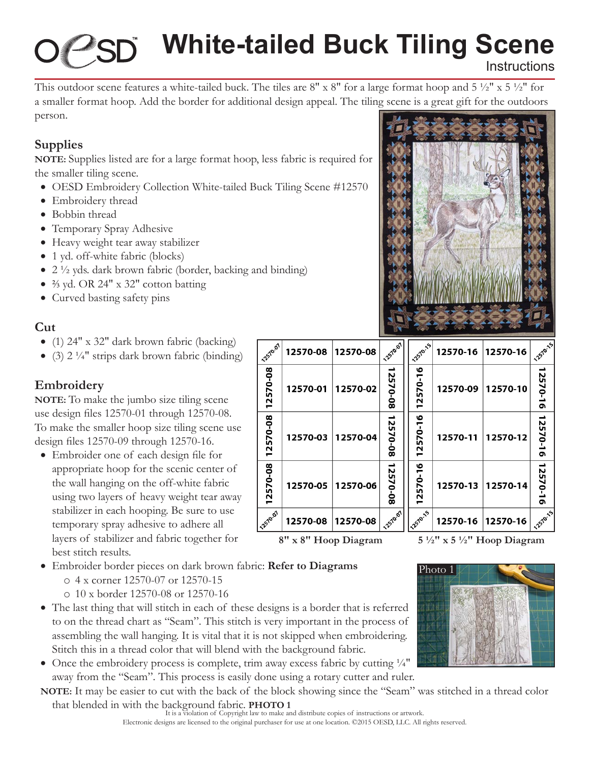# White-tailed Buck Tiling Scene

Instructions

This outdoor scene features a white-tailed buck. The tiles are 8" x 8" for a large format hoop and 5 ½" x 5 ½" for a smaller format hoop. Add the border for additional design appeal. The tiling scene is a great gift for the outdoors person.

## Supplies

**NOTE:** Supplies listed are for a large format hoop, less fabric is required for the smaller tiling scene.

- OESD Embroidery Collection White-tailed Buck Tiling Scene #12570
- Embroidery thread
- Bobbin thread
- Temporary Spray Adhesive
- Heavy weight tear away stabilizer
- 1 yd. off-white fabric (blocks)
- 2 ½ yds. dark brown fabric (border, backing and binding)
- ⅔ yd. OR 24" x 32" cotton batting
- Curved basting safety pins

## Cut

- (1) 24" x 32" dark brown fabric (backing)
- (3) 2 ¼" strips dark brown fabric (binding)

## Embroidery

**NOTE:** To make the jumbo size tiling scene use design files 12570-01 through 12570-08. To make the smaller hoop size tiling scene use design files 12570-09 through 12570-16.

- Embroider one of each design file for appropriate hoop for the scenic center of the wall hanging on the off-white fabric using two layers of heavy weight tear away stabilizer in each hooping. Be sure to use temporary spray adhesive to adhere all layers of stabilizer and fabric together for best stitch results.

| 12570-07 | 12570-08 | 12570-08 | 12570-07 |
|---|---|---|---|
| 12570-08 | 12570-01 | 12570-02 | 12570-08 |
| 12570-08 | 12570-03 | 12570-04 | 12570-08 |
| 12570-08 | 12570-05 | 12570-06 | 12570-08 |
| 12570-07 | 12570-08 | 12570-08 | 12570-07 |

**8" x 8" Hoop Diagram**

| 12570-15 | 12570-16 | 12570-16 | 12570-15 |
|---|---|---|---|
| 12570-16 | 12570-09 | 12570-10 | 12570-16 |
| 12570-16 | 12570-11 | 12570-12 | 12570-16 |
| 12570-16 | 12570-13 | 12570-14 | 12570-16 |
| 12570-15 | 12570-16 | 12570-16 | 12570-15 |

**5 ½" x 5 ½" Hoop Diagram**

- Embroider border pieces on dark brown fabric: **Refer to Diagrams**
  - 4 x corner 12570-07 or 12570-15
  - 10 x border 12570-08 or 12570-16
- The last thing that will stitch in each of these designs is a border that is referred to on the thread chart as "Seam". This stitch is very important in the process of assembling the wall hanging. It is vital that it is not skipped when embroidering. Stitch this in a thread color that will blend with the background fabric.
- Once the embroidery process is complete, trim away excess fabric by cutting ¼" away from the "Seam". This process is easily done using a rotary cutter and ruler.

**NOTE:** It may be easier to cut with the back of the block showing since the "Seam" was stitched in a thread color that blended in with the background fabric. **PHOTO 1**

Photo 1

It is a violation of Copyright law to make and distribute copies of instructions or artwork.
Electronic designs are licensed to the original purchaser for use at one location. ©2015 OESD, LLC. All rights reserved.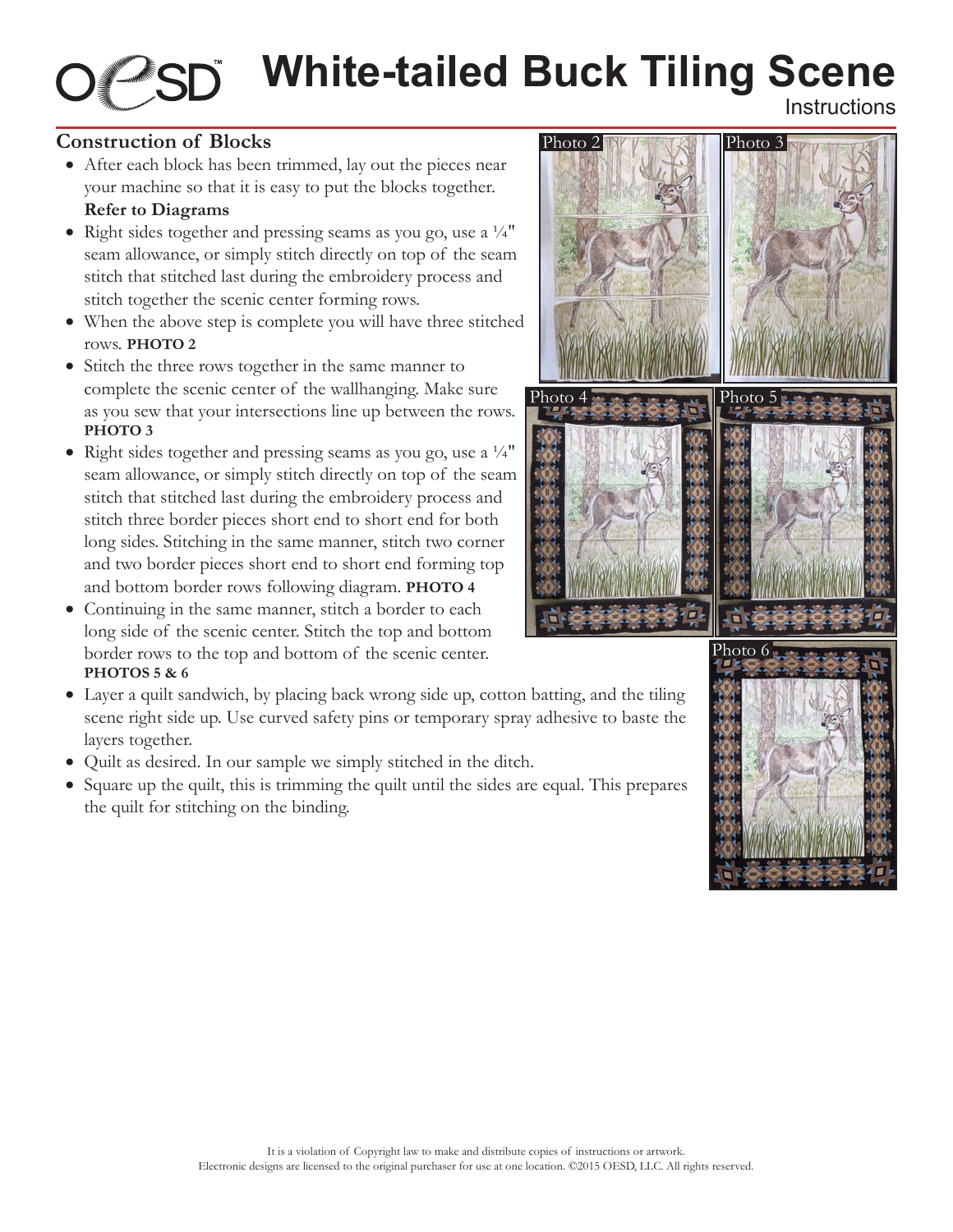# White-tailed Buck Tiling Scene

Instructions

## Construction of Blocks

- After each block has been trimmed, lay out the pieces near your machine so that it is easy to put the blocks together. **Refer to Diagrams**
- Right sides together and pressing seams as you go, use a ¼" seam allowance, or simply stitch directly on top of the seam stitch that stitched last during the embroidery process and stitch together the scenic center forming rows.
- When the above step is complete you will have three stitched rows. **PHOTO 2**
- Stitch the three rows together in the same manner to complete the scenic center of the wallhanging. Make sure as you sew that your intersections line up between the rows. **PHOTO 3**
- Right sides together and pressing seams as you go, use a ¼" seam allowance, or simply stitch directly on top of the seam stitch that stitched last during the embroidery process and stitch three border pieces short end to short end for both long sides. Stitching in the same manner, stitch two corner and two border pieces short end to short end forming top and bottom border rows following diagram. **PHOTO 4**
- Continuing in the same manner, stitch a border to each long side of the scenic center. Stitch the top and bottom border rows to the top and bottom of the scenic center. **PHOTOS 5 & 6**
- Layer a quilt sandwich, by placing back wrong side up, cotton batting, and the tiling scene right side up. Use curved safety pins or temporary spray adhesive to baste the layers together.
- Quilt as desired. In our sample we simply stitched in the ditch.
- Square up the quilt, this is trimming the quilt until the sides are equal. This prepares the quilt for stitching on the binding.

Photo 2

Photo 3

Photo 4

Photo 5

Photo 6

It is a violation of Copyright law to make and distribute copies of instructions or artwork.
Electronic designs are licensed to the original purchaser for use at one location. ©2015 OESD, LLC. All rights reserved.